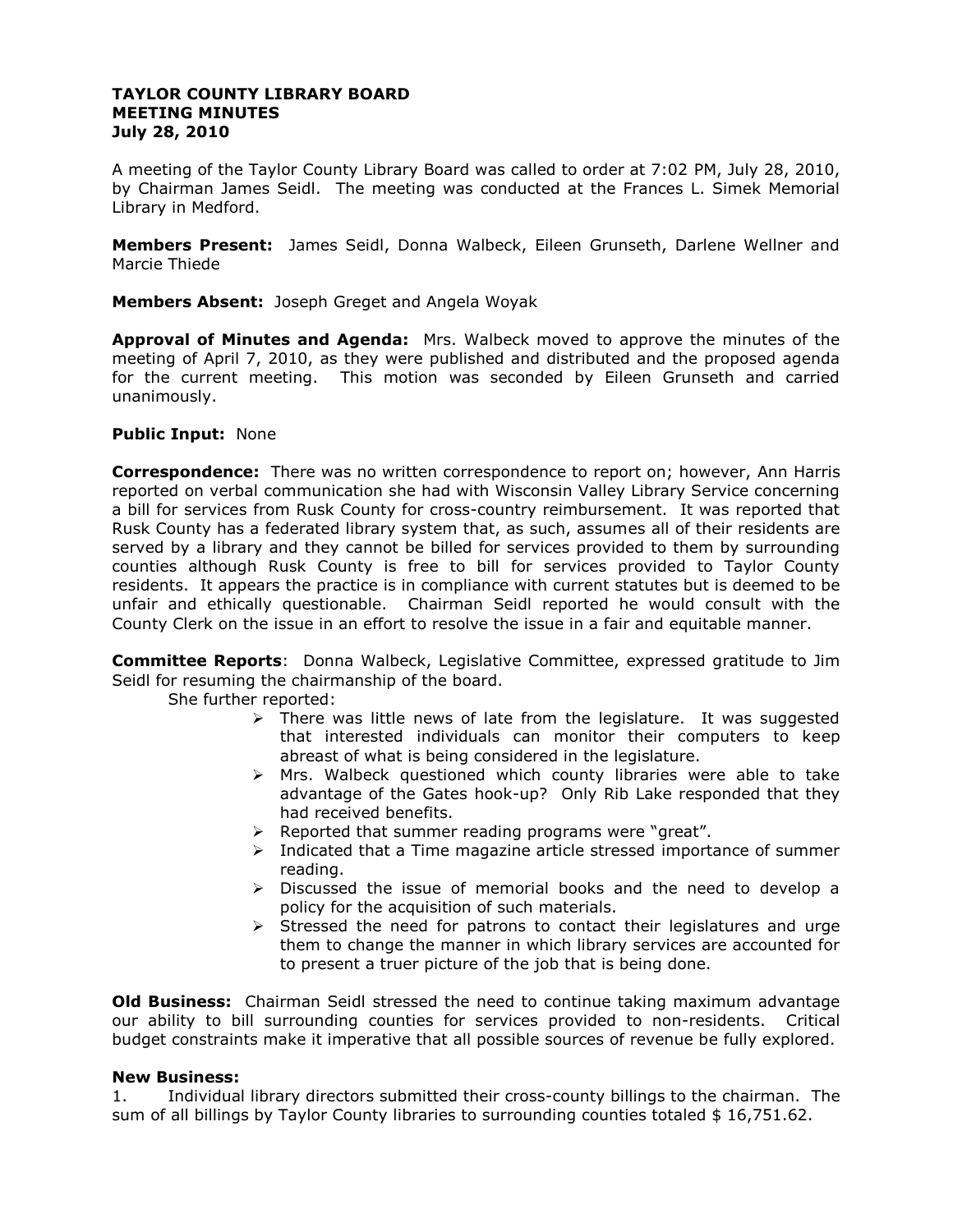**TAYLOR COUNTY LIBRARY BOARD**
**MEETING MINUTES**
**July 28, 2010**

A meeting of the Taylor County Library Board was called to order at 7:02 PM, July 28, 2010, by Chairman James Seidl. The meeting was conducted at the Frances L. Simek Memorial Library in Medford.

**Members Present:** James Seidl, Donna Walbeck, Eileen Grunseth, Darlene Wellner and Marcie Thiede

**Members Absent:** Joseph Greget and Angela Woyak

**Approval of Minutes and Agenda:** Mrs. Walbeck moved to approve the minutes of the meeting of April 7, 2010, as they were published and distributed and the proposed agenda for the current meeting. This motion was seconded by Eileen Grunseth and carried unanimously.

**Public Input:** None

**Correspondence:** There was no written correspondence to report on; however, Ann Harris reported on verbal communication she had with Wisconsin Valley Library Service concerning a bill for services from Rusk County for cross-country reimbursement. It was reported that Rusk County has a federated library system that, as such, assumes all of their residents are served by a library and they cannot be billed for services provided to them by surrounding counties although Rusk County is free to bill for services provided to Taylor County residents. It appears the practice is in compliance with current statutes but is deemed to be unfair and ethically questionable. Chairman Seidl reported he would consult with the County Clerk on the issue in an effort to resolve the issue in a fair and equitable manner.

**Committee Reports**: Donna Walbeck, Legislative Committee, expressed gratitude to Jim Seidl for resuming the chairmanship of the board.

She further reported:

- There was little news of late from the legislature. It was suggested that interested individuals can monitor their computers to keep abreast of what is being considered in the legislature.
- Mrs. Walbeck questioned which county libraries were able to take advantage of the Gates hook-up? Only Rib Lake responded that they had received benefits.
- Reported that summer reading programs were "great".
- Indicated that a Time magazine article stressed importance of summer reading.
- Discussed the issue of memorial books and the need to develop a policy for the acquisition of such materials.
- Stressed the need for patrons to contact their legislatures and urge them to change the manner in which library services are accounted for to present a truer picture of the job that is being done.

**Old Business:** Chairman Seidl stressed the need to continue taking maximum advantage our ability to bill surrounding counties for services provided to non-residents. Critical budget constraints make it imperative that all possible sources of revenue be fully explored.

**New Business:**

1. Individual library directors submitted their cross-county billings to the chairman. The sum of all billings by Taylor County libraries to surrounding counties totaled $ 16,751.62.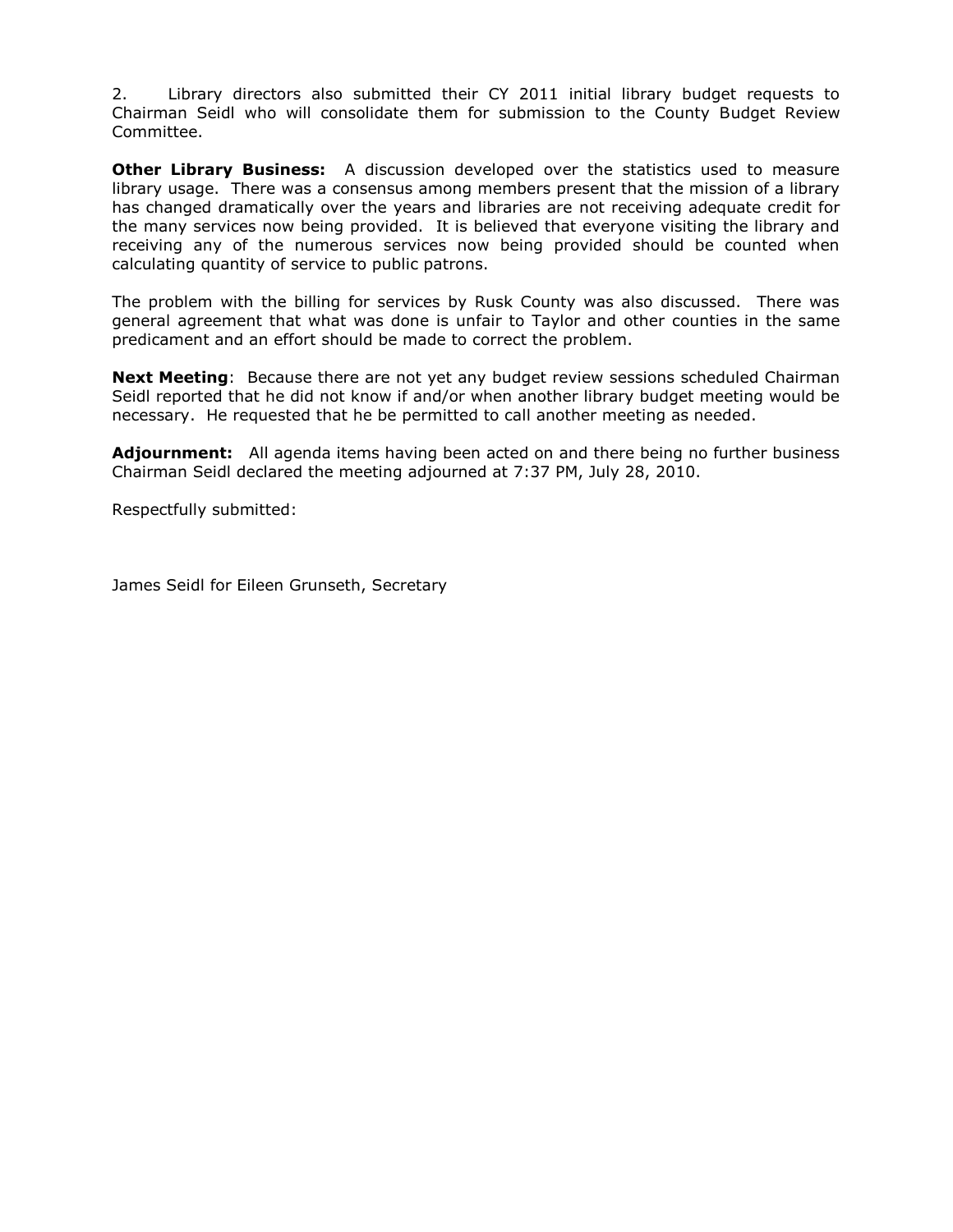2. Library directors also submitted their CY 2011 initial library budget requests to Chairman Seidl who will consolidate them for submission to the County Budget Review Committee.

**Other Library Business:** A discussion developed over the statistics used to measure library usage. There was a consensus among members present that the mission of a library has changed dramatically over the years and libraries are not receiving adequate credit for the many services now being provided. It is believed that everyone visiting the library and receiving any of the numerous services now being provided should be counted when calculating quantity of service to public patrons.

The problem with the billing for services by Rusk County was also discussed. There was general agreement that what was done is unfair to Taylor and other counties in the same predicament and an effort should be made to correct the problem.

**Next Meeting**: Because there are not yet any budget review sessions scheduled Chairman Seidl reported that he did not know if and/or when another library budget meeting would be necessary. He requested that he be permitted to call another meeting as needed.

**Adjournment:** All agenda items having been acted on and there being no further business Chairman Seidl declared the meeting adjourned at 7:37 PM, July 28, 2010.

Respectfully submitted:

James Seidl for Eileen Grunseth, Secretary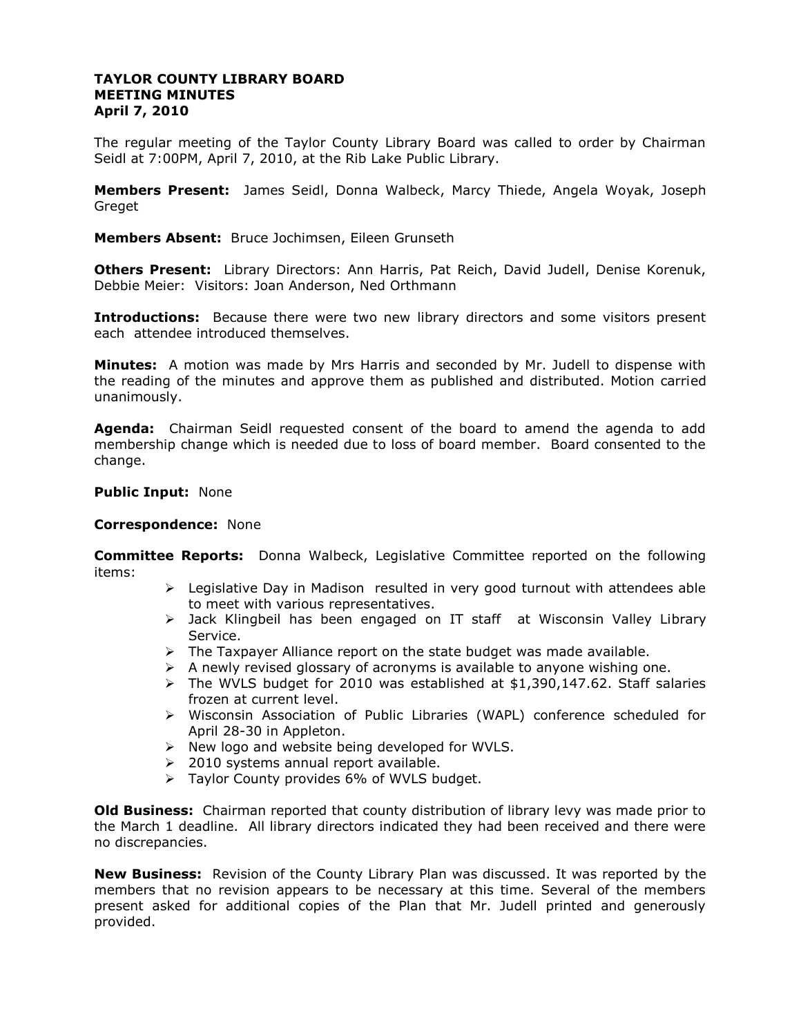**TAYLOR COUNTY LIBRARY BOARD**
**MEETING MINUTES**
**April 7, 2010**

The regular meeting of the Taylor County Library Board was called to order by Chairman Seidl at 7:00PM, April 7, 2010, at the Rib Lake Public Library.

**Members Present:** James Seidl, Donna Walbeck, Marcy Thiede, Angela Woyak, Joseph Greget

**Members Absent:** Bruce Jochimsen, Eileen Grunseth

**Others Present:** Library Directors: Ann Harris, Pat Reich, David Judell, Denise Korenuk, Debbie Meier: Visitors: Joan Anderson, Ned Orthmann

**Introductions:** Because there were two new library directors and some visitors present each attendee introduced themselves.

**Minutes:** A motion was made by Mrs Harris and seconded by Mr. Judell to dispense with the reading of the minutes and approve them as published and distributed. Motion carried unanimously.

**Agenda:** Chairman Seidl requested consent of the board to amend the agenda to add membership change which is needed due to loss of board member. Board consented to the change.

**Public Input:** None

**Correspondence:** None

**Committee Reports:** Donna Walbeck, Legislative Committee reported on the following items:

- Legislative Day in Madison resulted in very good turnout with attendees able to meet with various representatives.
- Jack Klingbeil has been engaged on IT staff at Wisconsin Valley Library Service.
- The Taxpayer Alliance report on the state budget was made available.
- A newly revised glossary of acronyms is available to anyone wishing one.
- The WVLS budget for 2010 was established at $1,390,147.62. Staff salaries frozen at current level.
- Wisconsin Association of Public Libraries (WAPL) conference scheduled for April 28-30 in Appleton.
- New logo and website being developed for WVLS.
- 2010 systems annual report available.
- Taylor County provides 6% of WVLS budget.

**Old Business:** Chairman reported that county distribution of library levy was made prior to the March 1 deadline. All library directors indicated they had been received and there were no discrepancies.

**New Business:** Revision of the County Library Plan was discussed. It was reported by the members that no revision appears to be necessary at this time. Several of the members present asked for additional copies of the Plan that Mr. Judell printed and generously provided.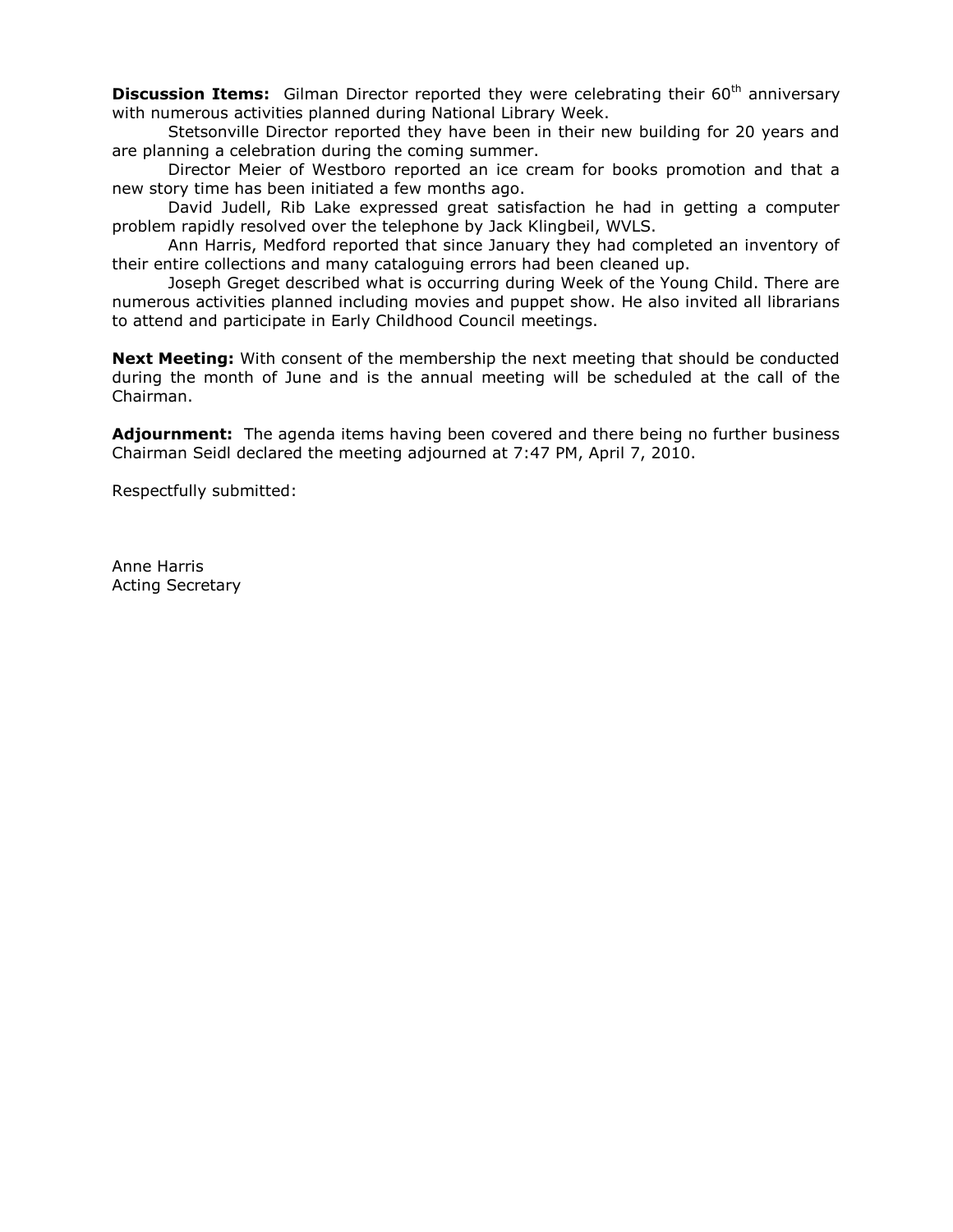**Discussion Items:** Gilman Director reported they were celebrating their 60th anniversary with numerous activities planned during National Library Week.

Stetsonville Director reported they have been in their new building for 20 years and are planning a celebration during the coming summer.

Director Meier of Westboro reported an ice cream for books promotion and that a new story time has been initiated a few months ago.

David Judell, Rib Lake expressed great satisfaction he had in getting a computer problem rapidly resolved over the telephone by Jack Klingbeil, WVLS.

Ann Harris, Medford reported that since January they had completed an inventory of their entire collections and many cataloguing errors had been cleaned up.

Joseph Greget described what is occurring during Week of the Young Child. There are numerous activities planned including movies and puppet show. He also invited all librarians to attend and participate in Early Childhood Council meetings.

**Next Meeting:** With consent of the membership the next meeting that should be conducted during the month of June and is the annual meeting will be scheduled at the call of the Chairman.

**Adjournment:** The agenda items having been covered and there being no further business Chairman Seidl declared the meeting adjourned at 7:47 PM, April 7, 2010.

Respectfully submitted:

Anne Harris
Acting Secretary